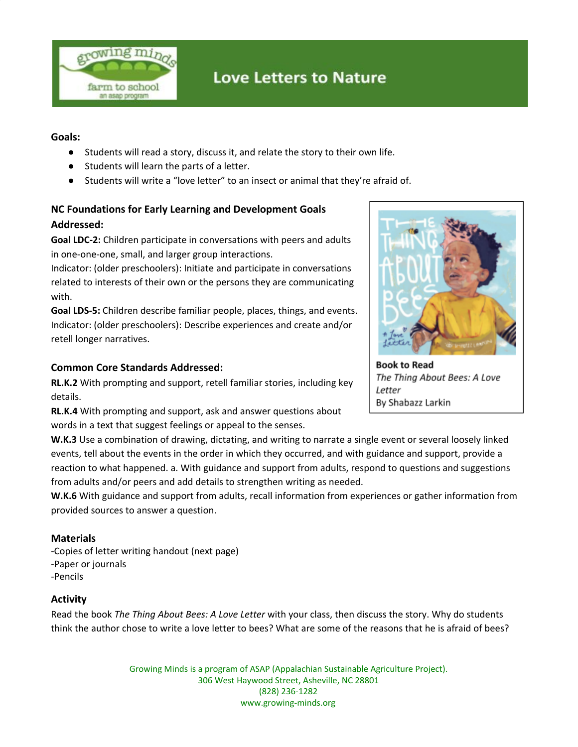# Love Letters to Nature

**Goals:**

- Students will read a story, discuss it, and relate the story to their own life.
- Students will learn the parts of a letter.
- Students will write a "love letter" to an insect or animal that they're afraid of.

**NC Foundations for Early Learning and Development Goals Addressed:**

**Goal LDC-2:** Children participate in conversations with peers and adults in one-one-one, small, and larger group interactions.
Indicator: (older preschoolers): Initiate and participate in conversations related to interests of their own or the persons they are communicating with.

**Goal LDS-5:** Children describe familiar people, places, things, and events.
Indicator: (older preschoolers): Describe experiences and create and/or retell longer narratives.

**Book to Read**
*The Thing About Bees: A Love Letter*
By Shabazz Larkin

**Common Core Standards Addressed:**

**RL.K.2** With prompting and support, retell familiar stories, including key details.
**RL.K.4** With prompting and support, ask and answer questions about words in a text that suggest feelings or appeal to the senses.
**W.K.3** Use a combination of drawing, dictating, and writing to narrate a single event or several loosely linked events, tell about the events in the order in which they occurred, and with guidance and support, provide a reaction to what happened. a. With guidance and support from adults, respond to questions and suggestions from adults and/or peers and add details to strengthen writing as needed.
**W.K.6** With guidance and support from adults, recall information from experiences or gather information from provided sources to answer a question.

**Materials**

-Copies of letter writing handout (next page)
-Paper or journals
-Pencils

**Activity**

Read the book *The Thing About Bees: A Love Letter* with your class, then discuss the story. Why do students think the author chose to write a love letter to bees? What are some of the reasons that he is afraid of bees?

Growing Minds is a program of ASAP (Appalachian Sustainable Agriculture Project).
306 West Haywood Street, Asheville, NC 28801
(828) 236-1282
www.growing-minds.org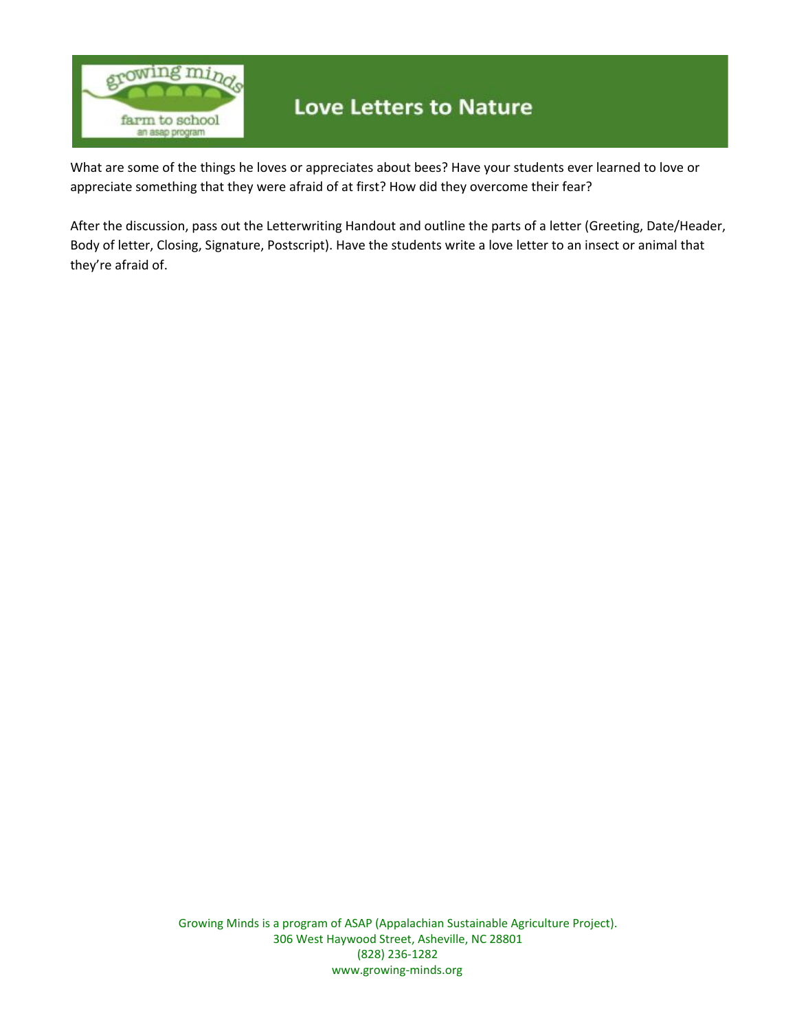What are some of the things he loves or appreciates about bees? Have your students ever learned to love or appreciate something that they were afraid of at first? How did they overcome their fear?

After the discussion, pass out the Letterwriting Handout and outline the parts of a letter (Greeting, Date/Header, Body of letter, Closing, Signature, Postscript). Have the students write a love letter to an insect or animal that they're afraid of.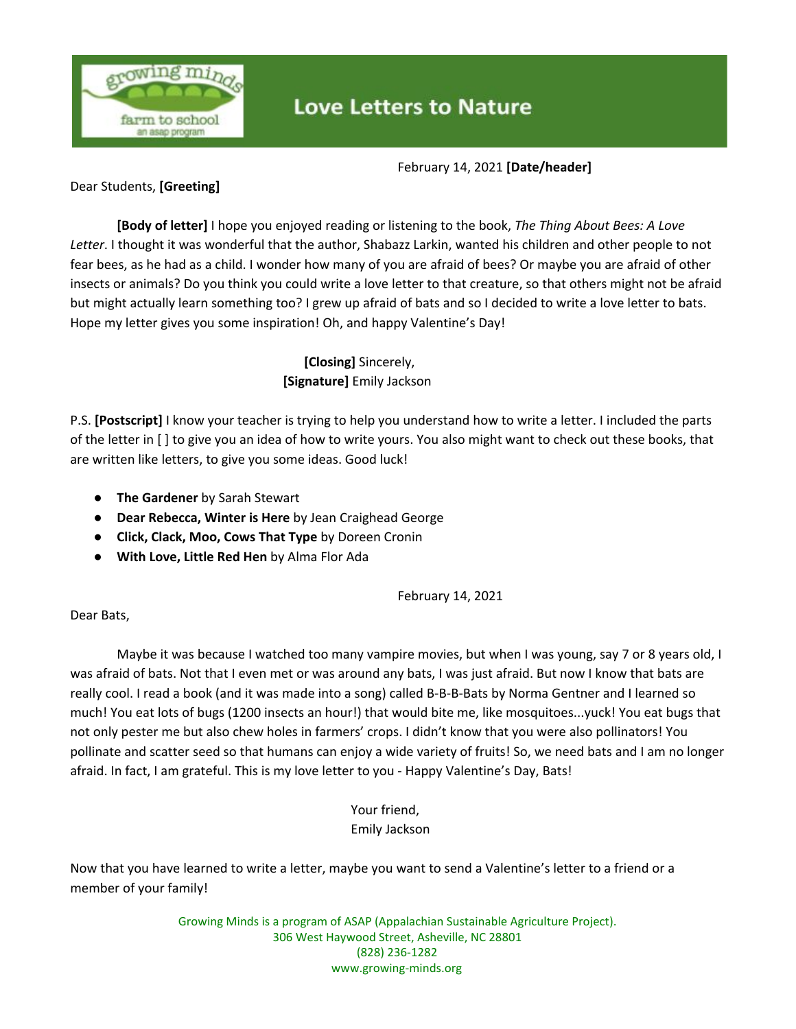# Love Letters to Nature

growing minds farm to school an asap program

February 14, 2021 **[Date/header]**

Dear Students, **[Greeting]**

**[Body of letter]** I hope you enjoyed reading or listening to the book, *The Thing About Bees: A Love Letter*. I thought it was wonderful that the author, Shabazz Larkin, wanted his children and other people to not fear bees, as he had as a child. I wonder how many of you are afraid of bees? Or maybe you are afraid of other insects or animals? Do you think you could write a love letter to that creature, so that others might not be afraid but might actually learn something too? I grew up afraid of bats and so I decided to write a love letter to bats. Hope my letter gives you some inspiration! Oh, and happy Valentine's Day!

**[Closing]** Sincerely,
**[Signature]** Emily Jackson

P.S. **[Postscript]** I know your teacher is trying to help you understand how to write a letter. I included the parts of the letter in [ ] to give you an idea of how to write yours. You also might want to check out these books, that are written like letters, to give you some ideas. Good luck!

- **The Gardener** by Sarah Stewart
- **Dear Rebecca, Winter is Here** by Jean Craighead George
- **Click, Clack, Moo, Cows That Type** by Doreen Cronin
- **With Love, Little Red Hen** by Alma Flor Ada

February 14, 2021

Dear Bats,

Maybe it was because I watched too many vampire movies, but when I was young, say 7 or 8 years old, I was afraid of bats. Not that I even met or was around any bats, I was just afraid. But now I know that bats are really cool. I read a book (and it was made into a song) called B-B-B-Bats by Norma Gentner and I learned so much! You eat lots of bugs (1200 insects an hour!) that would bite me, like mosquitoes...yuck! You eat bugs that not only pester me but also chew holes in farmers' crops. I didn't know that you were also pollinators! You pollinate and scatter seed so that humans can enjoy a wide variety of fruits! So, we need bats and I am no longer afraid. In fact, I am grateful. This is my love letter to you - Happy Valentine's Day, Bats!

Your friend,
Emily Jackson

Now that you have learned to write a letter, maybe you want to send a Valentine's letter to a friend or a member of your family!

Growing Minds is a program of ASAP (Appalachian Sustainable Agriculture Project).
306 West Haywood Street, Asheville, NC 28801
(828) 236-1282
www.growing-minds.org